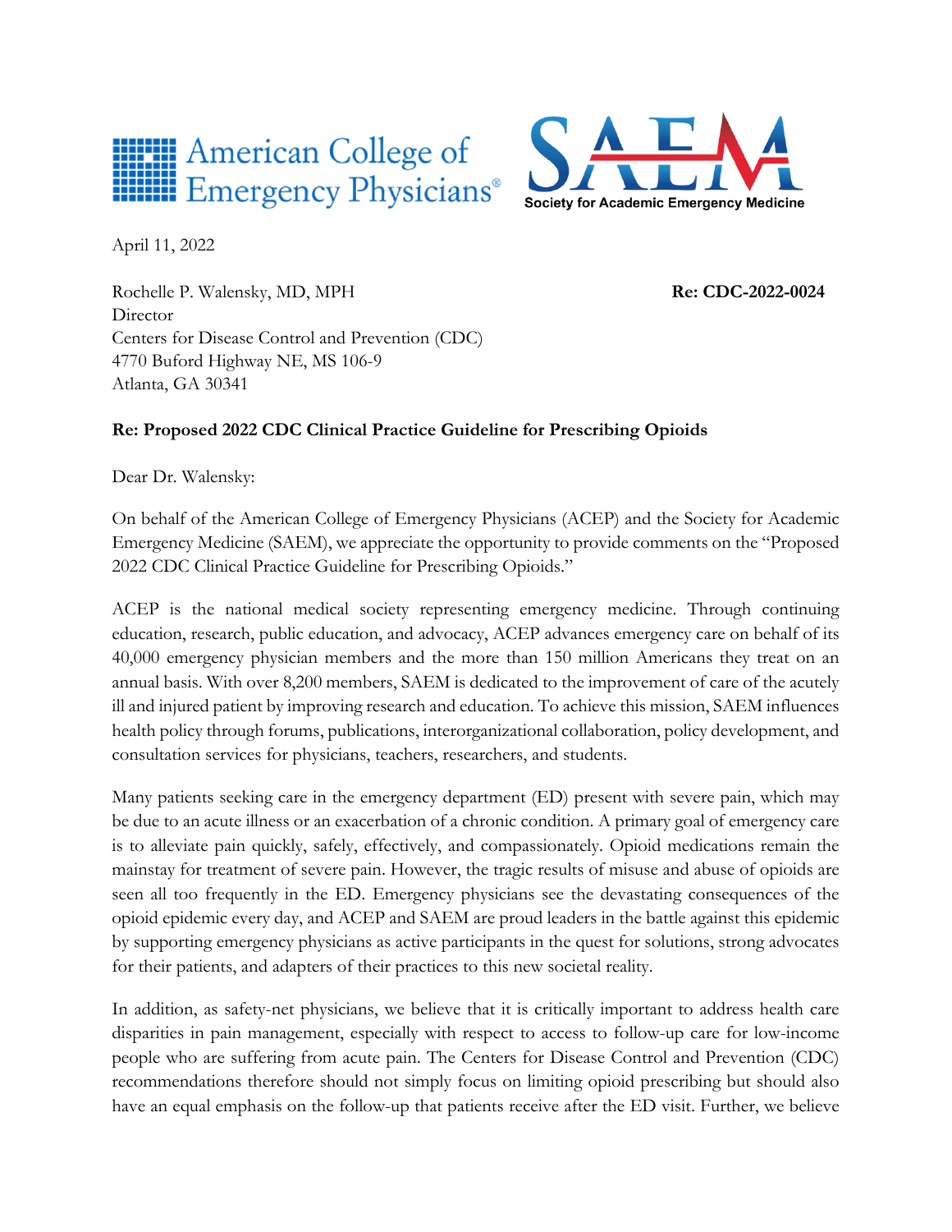American College of Emergency Physicians®

SAEM
Society for Academic Emergency Medicine

April 11, 2022

Rochelle P. Walensky, MD, MPH
Director
Centers for Disease Control and Prevention (CDC)
4770 Buford Highway NE, MS 106-9
Atlanta, GA 30341

**Re: CDC-2022-0024**

**Re: Proposed 2022 CDC Clinical Practice Guideline for Prescribing Opioids**

Dear Dr. Walensky:

On behalf of the American College of Emergency Physicians (ACEP) and the Society for Academic Emergency Medicine (SAEM), we appreciate the opportunity to provide comments on the "Proposed 2022 CDC Clinical Practice Guideline for Prescribing Opioids."

ACEP is the national medical society representing emergency medicine. Through continuing education, research, public education, and advocacy, ACEP advances emergency care on behalf of its 40,000 emergency physician members and the more than 150 million Americans they treat on an annual basis. With over 8,200 members, SAEM is dedicated to the improvement of care of the acutely ill and injured patient by improving research and education. To achieve this mission, SAEM influences health policy through forums, publications, interorganizational collaboration, policy development, and consultation services for physicians, teachers, researchers, and students.

Many patients seeking care in the emergency department (ED) present with severe pain, which may be due to an acute illness or an exacerbation of a chronic condition. A primary goal of emergency care is to alleviate pain quickly, safely, effectively, and compassionately. Opioid medications remain the mainstay for treatment of severe pain. However, the tragic results of misuse and abuse of opioids are seen all too frequently in the ED. Emergency physicians see the devastating consequences of the opioid epidemic every day, and ACEP and SAEM are proud leaders in the battle against this epidemic by supporting emergency physicians as active participants in the quest for solutions, strong advocates for their patients, and adapters of their practices to this new societal reality.

In addition, as safety-net physicians, we believe that it is critically important to address health care disparities in pain management, especially with respect to access to follow-up care for low-income people who are suffering from acute pain. The Centers for Disease Control and Prevention (CDC) recommendations therefore should not simply focus on limiting opioid prescribing but should also have an equal emphasis on the follow-up that patients receive after the ED visit. Further, we believe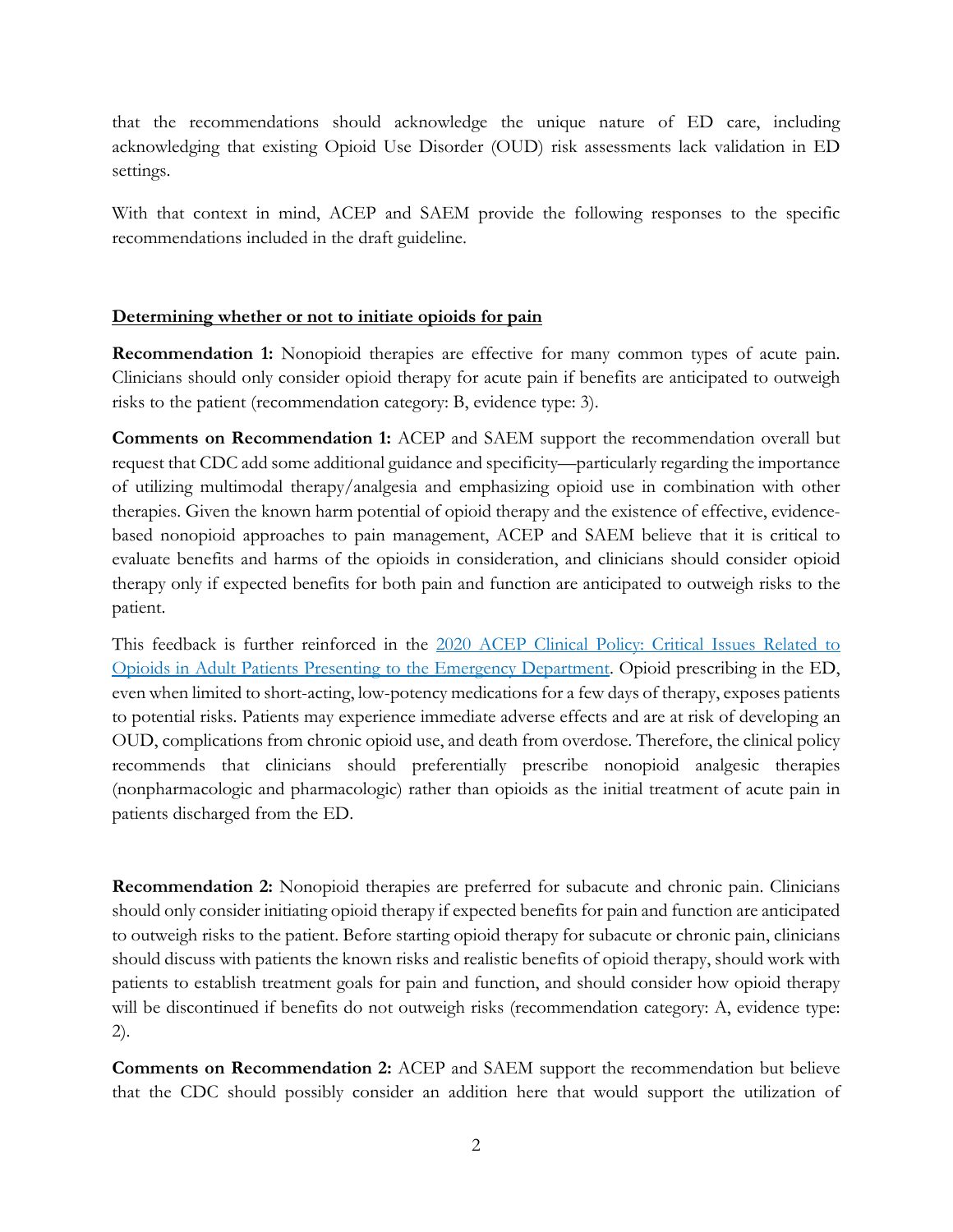that the recommendations should acknowledge the unique nature of ED care, including acknowledging that existing Opioid Use Disorder (OUD) risk assessments lack validation in ED settings.

With that context in mind, ACEP and SAEM provide the following responses to the specific recommendations included in the draft guideline.

## Determining whether or not to initiate opioids for pain

**Recommendation 1:** Nonopioid therapies are effective for many common types of acute pain. Clinicians should only consider opioid therapy for acute pain if benefits are anticipated to outweigh risks to the patient (recommendation category: B, evidence type: 3).

**Comments on Recommendation 1:** ACEP and SAEM support the recommendation overall but request that CDC add some additional guidance and specificity—particularly regarding the importance of utilizing multimodal therapy/analgesia and emphasizing opioid use in combination with other therapies. Given the known harm potential of opioid therapy and the existence of effective, evidence-based nonopioid approaches to pain management, ACEP and SAEM believe that it is critical to evaluate benefits and harms of the opioids in consideration, and clinicians should consider opioid therapy only if expected benefits for both pain and function are anticipated to outweigh risks to the patient.

This feedback is further reinforced in the [2020 ACEP Clinical Policy: Critical Issues Related to Opioids in Adult Patients Presenting to the Emergency Department](). Opioid prescribing in the ED, even when limited to short-acting, low-potency medications for a few days of therapy, exposes patients to potential risks. Patients may experience immediate adverse effects and are at risk of developing an OUD, complications from chronic opioid use, and death from overdose. Therefore, the clinical policy recommends that clinicians should preferentially prescribe nonopioid analgesic therapies (nonpharmacologic and pharmacologic) rather than opioids as the initial treatment of acute pain in patients discharged from the ED.

**Recommendation 2:** Nonopioid therapies are preferred for subacute and chronic pain. Clinicians should only consider initiating opioid therapy if expected benefits for pain and function are anticipated to outweigh risks to the patient. Before starting opioid therapy for subacute or chronic pain, clinicians should discuss with patients the known risks and realistic benefits of opioid therapy, should work with patients to establish treatment goals for pain and function, and should consider how opioid therapy will be discontinued if benefits do not outweigh risks (recommendation category: A, evidence type: 2).

**Comments on Recommendation 2:** ACEP and SAEM support the recommendation but believe that the CDC should possibly consider an addition here that would support the utilization of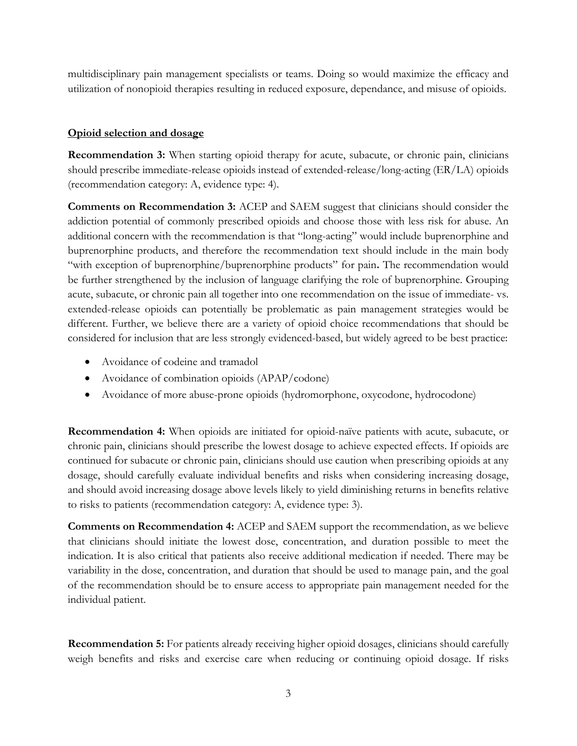multidisciplinary pain management specialists or teams. Doing so would maximize the efficacy and utilization of nonopioid therapies resulting in reduced exposure, dependance, and misuse of opioids.

## Opioid selection and dosage

**Recommendation 3:** When starting opioid therapy for acute, subacute, or chronic pain, clinicians should prescribe immediate-release opioids instead of extended-release/long-acting (ER/LA) opioids (recommendation category: A, evidence type: 4).

**Comments on Recommendation 3:** ACEP and SAEM suggest that clinicians should consider the addiction potential of commonly prescribed opioids and choose those with less risk for abuse. An additional concern with the recommendation is that "long-acting" would include buprenorphine and buprenorphine products, and therefore the recommendation text should include in the main body "with exception of buprenorphine/buprenorphine products" for pain**.** The recommendation would be further strengthened by the inclusion of language clarifying the role of buprenorphine. Grouping acute, subacute, or chronic pain all together into one recommendation on the issue of immediate- vs. extended-release opioids can potentially be problematic as pain management strategies would be different. Further, we believe there are a variety of opioid choice recommendations that should be considered for inclusion that are less strongly evidenced-based, but widely agreed to be best practice:

- Avoidance of codeine and tramadol
- Avoidance of combination opioids (APAP/codone)
- Avoidance of more abuse-prone opioids (hydromorphone, oxycodone, hydrocodone)

**Recommendation 4:** When opioids are initiated for opioid-naïve patients with acute, subacute, or chronic pain, clinicians should prescribe the lowest dosage to achieve expected effects. If opioids are continued for subacute or chronic pain, clinicians should use caution when prescribing opioids at any dosage, should carefully evaluate individual benefits and risks when considering increasing dosage, and should avoid increasing dosage above levels likely to yield diminishing returns in benefits relative to risks to patients (recommendation category: A, evidence type: 3).

**Comments on Recommendation 4:** ACEP and SAEM support the recommendation, as we believe that clinicians should initiate the lowest dose, concentration, and duration possible to meet the indication. It is also critical that patients also receive additional medication if needed. There may be variability in the dose, concentration, and duration that should be used to manage pain, and the goal of the recommendation should be to ensure access to appropriate pain management needed for the individual patient.

**Recommendation 5:** For patients already receiving higher opioid dosages, clinicians should carefully weigh benefits and risks and exercise care when reducing or continuing opioid dosage. If risks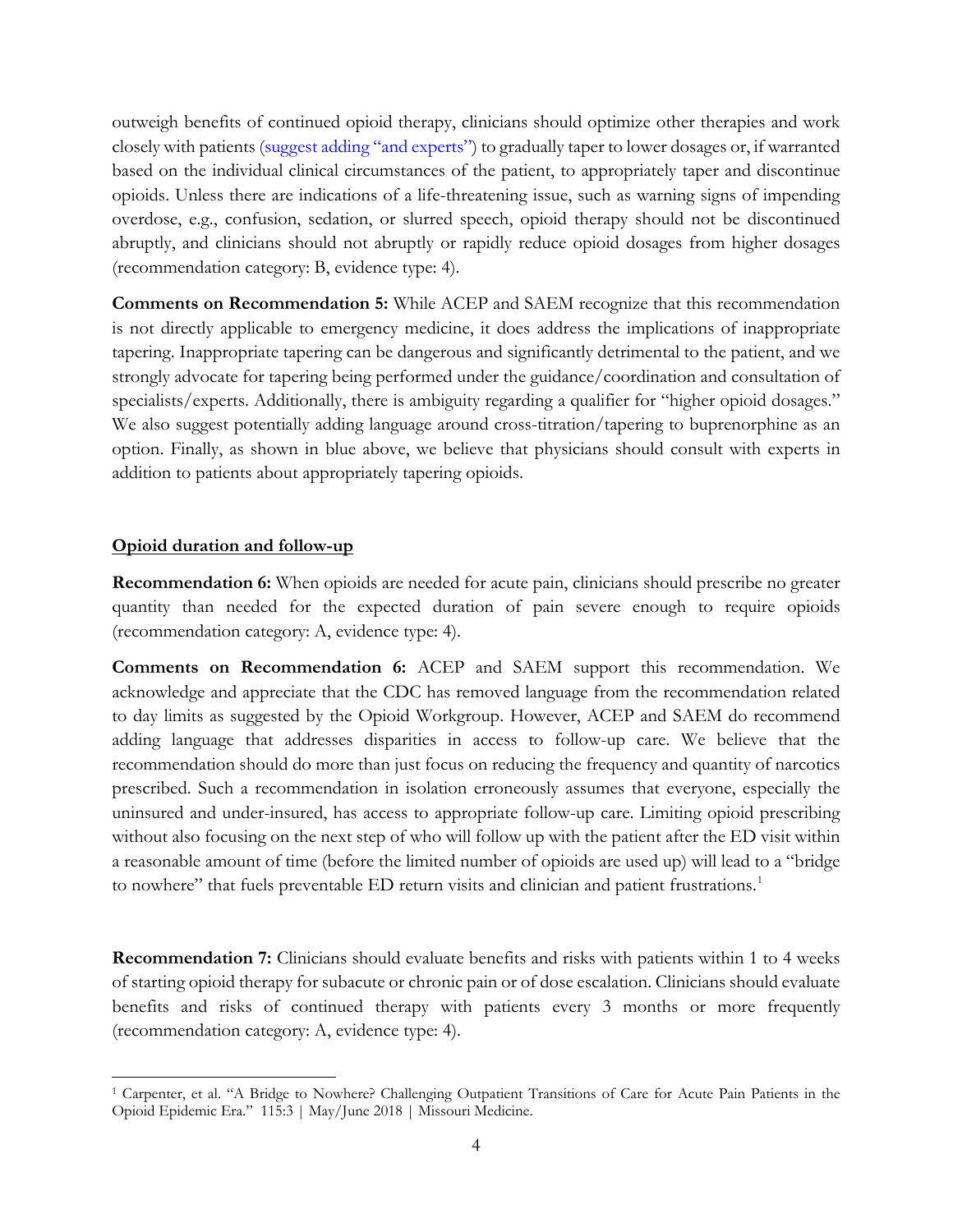outweigh benefits of continued opioid therapy, clinicians should optimize other therapies and work closely with patients (suggest adding "and experts") to gradually taper to lower dosages or, if warranted based on the individual clinical circumstances of the patient, to appropriately taper and discontinue opioids. Unless there are indications of a life-threatening issue, such as warning signs of impending overdose, e.g., confusion, sedation, or slurred speech, opioid therapy should not be discontinued abruptly, and clinicians should not abruptly or rapidly reduce opioid dosages from higher dosages (recommendation category: B, evidence type: 4).

**Comments on Recommendation 5:** While ACEP and SAEM recognize that this recommendation is not directly applicable to emergency medicine, it does address the implications of inappropriate tapering. Inappropriate tapering can be dangerous and significantly detrimental to the patient, and we strongly advocate for tapering being performed under the guidance/coordination and consultation of specialists/experts. Additionally, there is ambiguity regarding a qualifier for "higher opioid dosages." We also suggest potentially adding language around cross-titration/tapering to buprenorphine as an option. Finally, as shown in blue above, we believe that physicians should consult with experts in addition to patients about appropriately tapering opioids.

## Opioid duration and follow-up

**Recommendation 6:** When opioids are needed for acute pain, clinicians should prescribe no greater quantity than needed for the expected duration of pain severe enough to require opioids (recommendation category: A, evidence type: 4).

**Comments on Recommendation 6:** ACEP and SAEM support this recommendation. We acknowledge and appreciate that the CDC has removed language from the recommendation related to day limits as suggested by the Opioid Workgroup. However, ACEP and SAEM do recommend adding language that addresses disparities in access to follow-up care. We believe that the recommendation should do more than just focus on reducing the frequency and quantity of narcotics prescribed. Such a recommendation in isolation erroneously assumes that everyone, especially the uninsured and under-insured, has access to appropriate follow-up care. Limiting opioid prescribing without also focusing on the next step of who will follow up with the patient after the ED visit within a reasonable amount of time (before the limited number of opioids are used up) will lead to a "bridge to nowhere" that fuels preventable ED return visits and clinician and patient frustrations.[1]

**Recommendation 7:** Clinicians should evaluate benefits and risks with patients within 1 to 4 weeks of starting opioid therapy for subacute or chronic pain or of dose escalation. Clinicians should evaluate benefits and risks of continued therapy with patients every 3 months or more frequently (recommendation category: A, evidence type: 4).

[1] Carpenter, et al. "A Bridge to Nowhere? Challenging Outpatient Transitions of Care for Acute Pain Patients in the Opioid Epidemic Era." 115:3 | May/June 2018 | Missouri Medicine.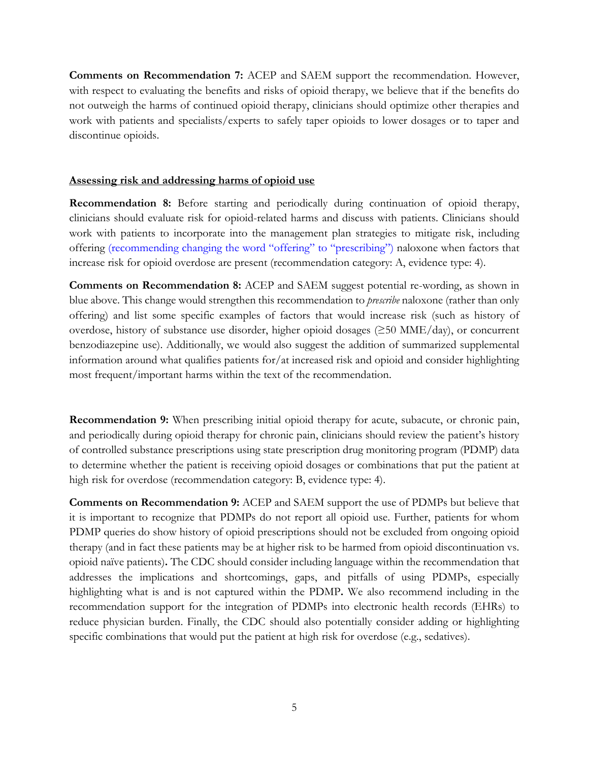**Comments on Recommendation 7:** ACEP and SAEM support the recommendation. However, with respect to evaluating the benefits and risks of opioid therapy, we believe that if the benefits do not outweigh the harms of continued opioid therapy, clinicians should optimize other therapies and work with patients and specialists/experts to safely taper opioids to lower dosages or to taper and discontinue opioids.

## Assessing risk and addressing harms of opioid use

**Recommendation 8:** Before starting and periodically during continuation of opioid therapy, clinicians should evaluate risk for opioid-related harms and discuss with patients. Clinicians should work with patients to incorporate into the management plan strategies to mitigate risk, including offering (recommending changing the word "offering" to "prescribing") naloxone when factors that increase risk for opioid overdose are present (recommendation category: A, evidence type: 4).

**Comments on Recommendation 8:** ACEP and SAEM suggest potential re-wording, as shown in blue above. This change would strengthen this recommendation to *prescribe* naloxone (rather than only offering) and list some specific examples of factors that would increase risk (such as history of overdose, history of substance use disorder, higher opioid dosages (≥50 MME/day), or concurrent benzodiazepine use). Additionally, we would also suggest the addition of summarized supplemental information around what qualifies patients for/at increased risk and opioid and consider highlighting most frequent/important harms within the text of the recommendation.

**Recommendation 9:** When prescribing initial opioid therapy for acute, subacute, or chronic pain, and periodically during opioid therapy for chronic pain, clinicians should review the patient's history of controlled substance prescriptions using state prescription drug monitoring program (PDMP) data to determine whether the patient is receiving opioid dosages or combinations that put the patient at high risk for overdose (recommendation category: B, evidence type: 4).

**Comments on Recommendation 9:** ACEP and SAEM support the use of PDMPs but believe that it is important to recognize that PDMPs do not report all opioid use. Further, patients for whom PDMP queries do show history of opioid prescriptions should not be excluded from ongoing opioid therapy (and in fact these patients may be at higher risk to be harmed from opioid discontinuation vs. opioid naïve patients)**.** The CDC should consider including language within the recommendation that addresses the implications and shortcomings, gaps, and pitfalls of using PDMPs, especially highlighting what is and is not captured within the PDMP**.** We also recommend including in the recommendation support for the integration of PDMPs into electronic health records (EHRs) to reduce physician burden. Finally, the CDC should also potentially consider adding or highlighting specific combinations that would put the patient at high risk for overdose (e.g., sedatives).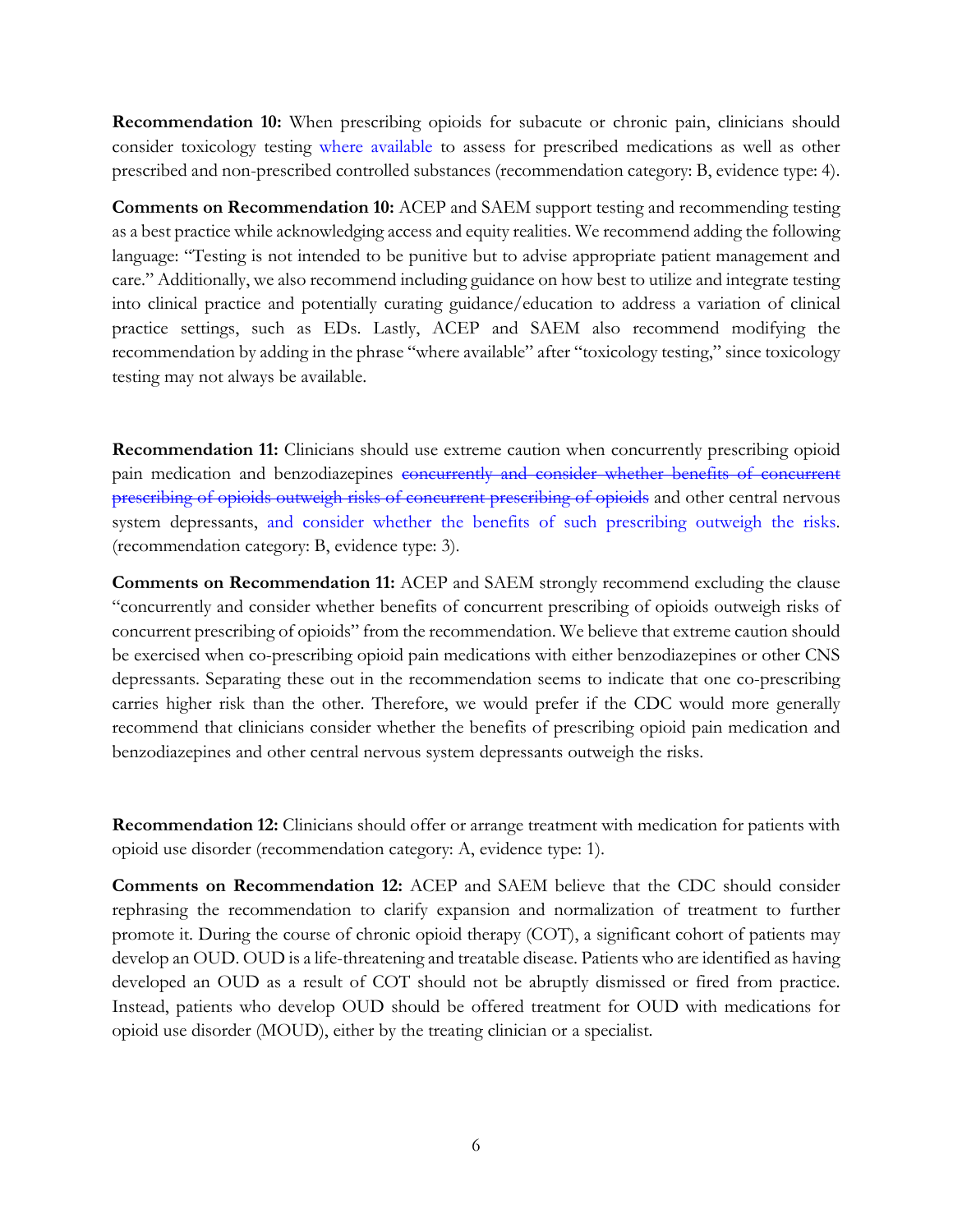**Recommendation 10:** When prescribing opioids for subacute or chronic pain, clinicians should consider toxicology testing where available to assess for prescribed medications as well as other prescribed and non-prescribed controlled substances (recommendation category: B, evidence type: 4).

**Comments on Recommendation 10:** ACEP and SAEM support testing and recommending testing as a best practice while acknowledging access and equity realities. We recommend adding the following language: "Testing is not intended to be punitive but to advise appropriate patient management and care." Additionally, we also recommend including guidance on how best to utilize and integrate testing into clinical practice and potentially curating guidance/education to address a variation of clinical practice settings, such as EDs. Lastly, ACEP and SAEM also recommend modifying the recommendation by adding in the phrase "where available" after "toxicology testing," since toxicology testing may not always be available.

**Recommendation 11:** Clinicians should use extreme caution when concurrently prescribing opioid pain medication and benzodiazepines ~~concurrently and consider whether benefits of concurrent prescribing of opioids outweigh risks of concurrent prescribing of opioids~~ and other central nervous system depressants, and consider whether the benefits of such prescribing outweigh the risks. (recommendation category: B, evidence type: 3).

**Comments on Recommendation 11:** ACEP and SAEM strongly recommend excluding the clause "concurrently and consider whether benefits of concurrent prescribing of opioids outweigh risks of concurrent prescribing of opioids" from the recommendation. We believe that extreme caution should be exercised when co-prescribing opioid pain medications with either benzodiazepines or other CNS depressants. Separating these out in the recommendation seems to indicate that one co-prescribing carries higher risk than the other. Therefore, we would prefer if the CDC would more generally recommend that clinicians consider whether the benefits of prescribing opioid pain medication and benzodiazepines and other central nervous system depressants outweigh the risks.

**Recommendation 12:** Clinicians should offer or arrange treatment with medication for patients with opioid use disorder (recommendation category: A, evidence type: 1).

**Comments on Recommendation 12:** ACEP and SAEM believe that the CDC should consider rephrasing the recommendation to clarify expansion and normalization of treatment to further promote it. During the course of chronic opioid therapy (COT), a significant cohort of patients may develop an OUD. OUD is a life-threatening and treatable disease. Patients who are identified as having developed an OUD as a result of COT should not be abruptly dismissed or fired from practice. Instead, patients who develop OUD should be offered treatment for OUD with medications for opioid use disorder (MOUD), either by the treating clinician or a specialist.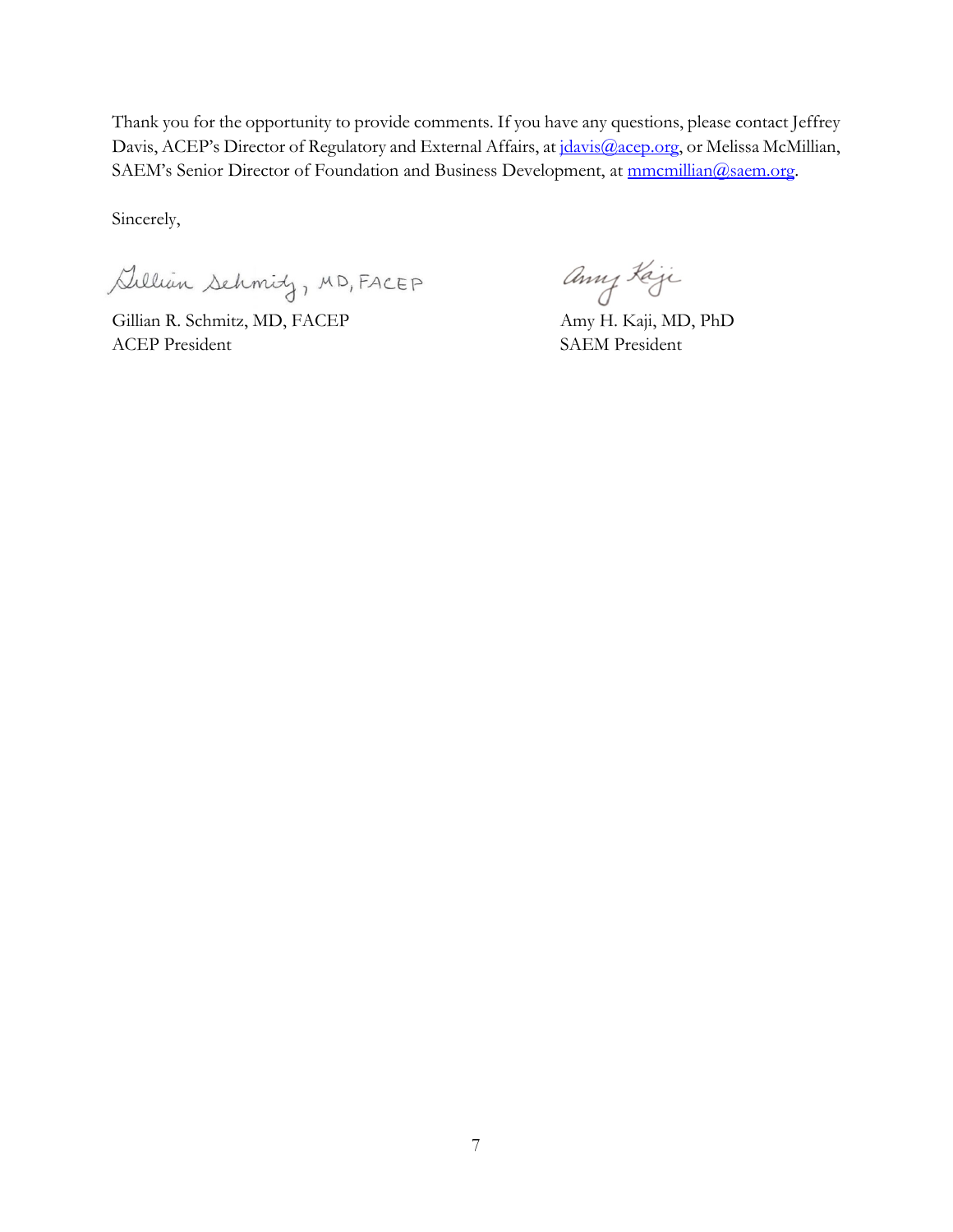Thank you for the opportunity to provide comments. If you have any questions, please contact Jeffrey Davis, ACEP's Director of Regulatory and External Affairs, at jdavis@acep.org, or Melissa McMillian, SAEM's Senior Director of Foundation and Business Development, at mmcmillian@saem.org.

Sincerely,

Gillian Schmitz, MD, FACEP

Gillian R. Schmitz, MD, FACEP
ACEP President

Amy Kaji

Amy H. Kaji, MD, PhD
SAEM President